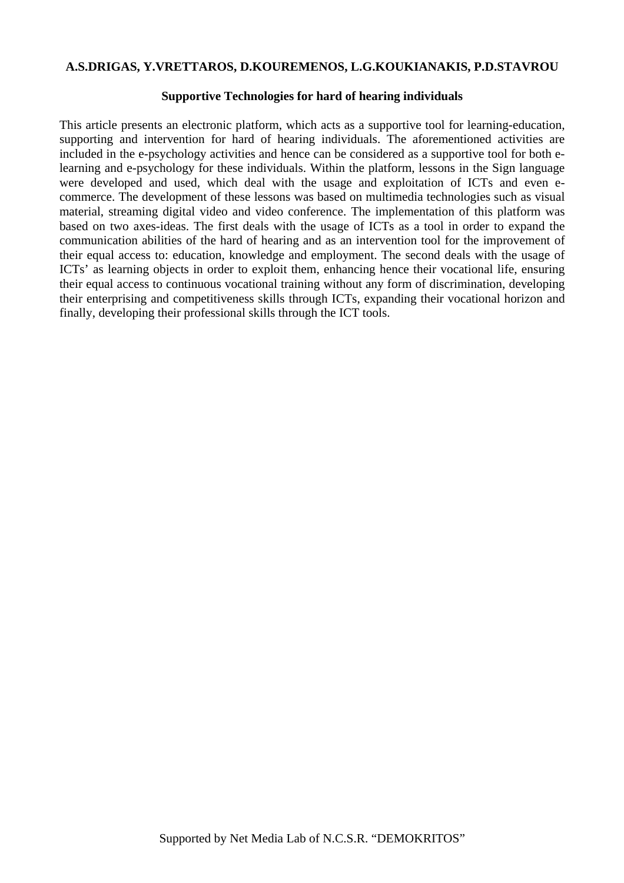**A.S.DRIGAS, Y.VRETTAROS, D.KOUREMENOS, L.G.KOUKIANAKIS, P.D.STAVROU**

# Supportive Technologies for hard of hearing individuals

This article presents an electronic platform, which acts as a supportive tool for learning-education, supporting and intervention for hard of hearing individuals. The aforementioned activities are included in the e-psychology activities and hence can be considered as a supportive tool for both e-learning and e-psychology for these individuals. Within the platform, lessons in the Sign language were developed and used, which deal with the usage and exploitation of ICTs and even e-commerce. The development of these lessons was based on multimedia technologies such as visual material, streaming digital video and video conference. The implementation of this platform was based on two axes-ideas. The first deals with the usage of ICTs as a tool in order to expand the communication abilities of the hard of hearing and as an intervention tool for the improvement of their equal access to: education, knowledge and employment. The second deals with the usage of ICTs' as learning objects in order to exploit them, enhancing hence their vocational life, ensuring their equal access to continuous vocational training without any form of discrimination, developing their enterprising and competitiveness skills through ICTs, expanding their vocational horizon and finally, developing their professional skills through the ICT tools.

Supported by Net Media Lab of N.C.S.R. "DEMOKRITOS"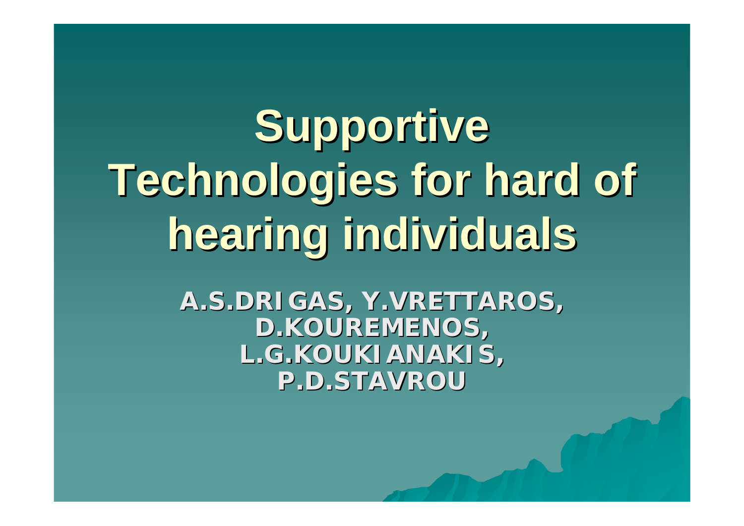# Supportive Technologies for hard of hearing individuals

**A.S.DRIGAS, Y.VRETTAROS, D.KOUREMENOS, L.G.KOUKIANAKIS, P.D.STAVROU**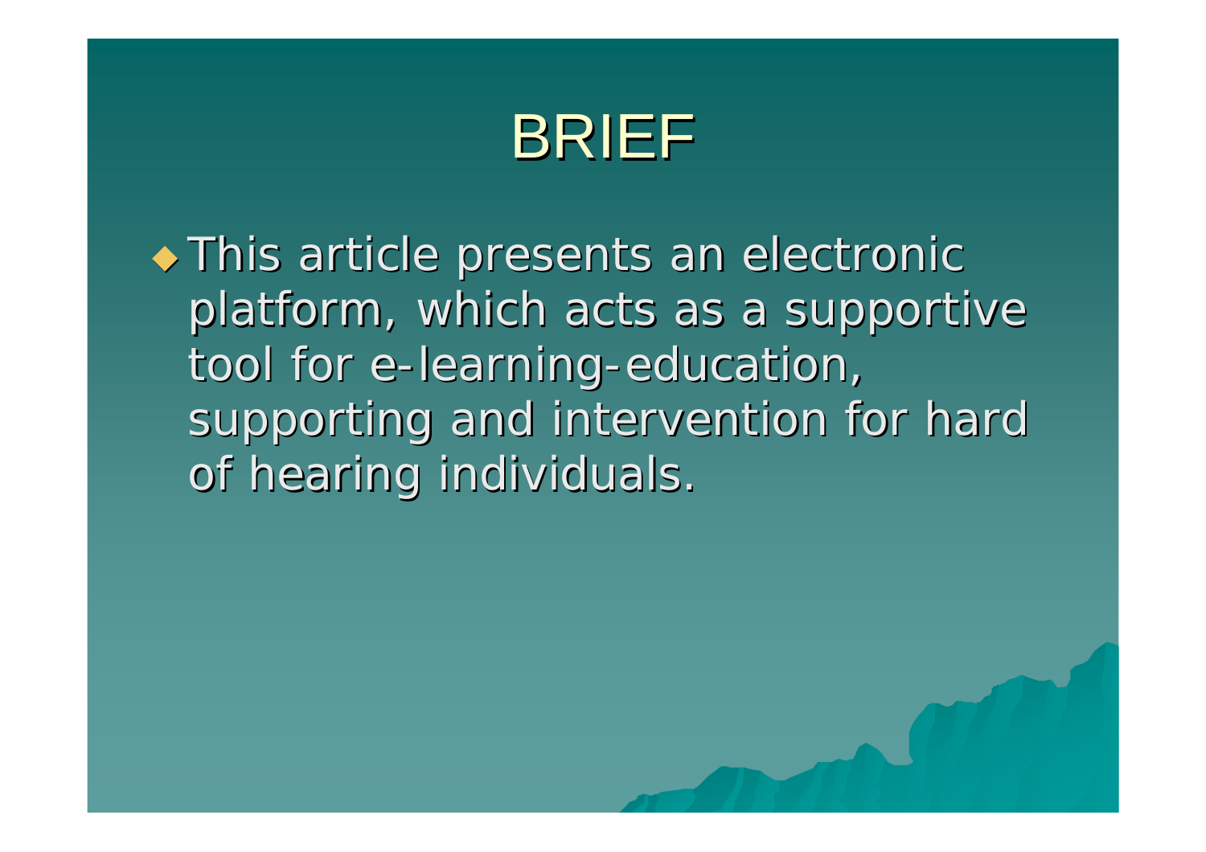# BRIEF

- This article presents an electronic platform, which acts as a supportive tool for e-learning-education, supporting and intervention for hard of hearing individuals.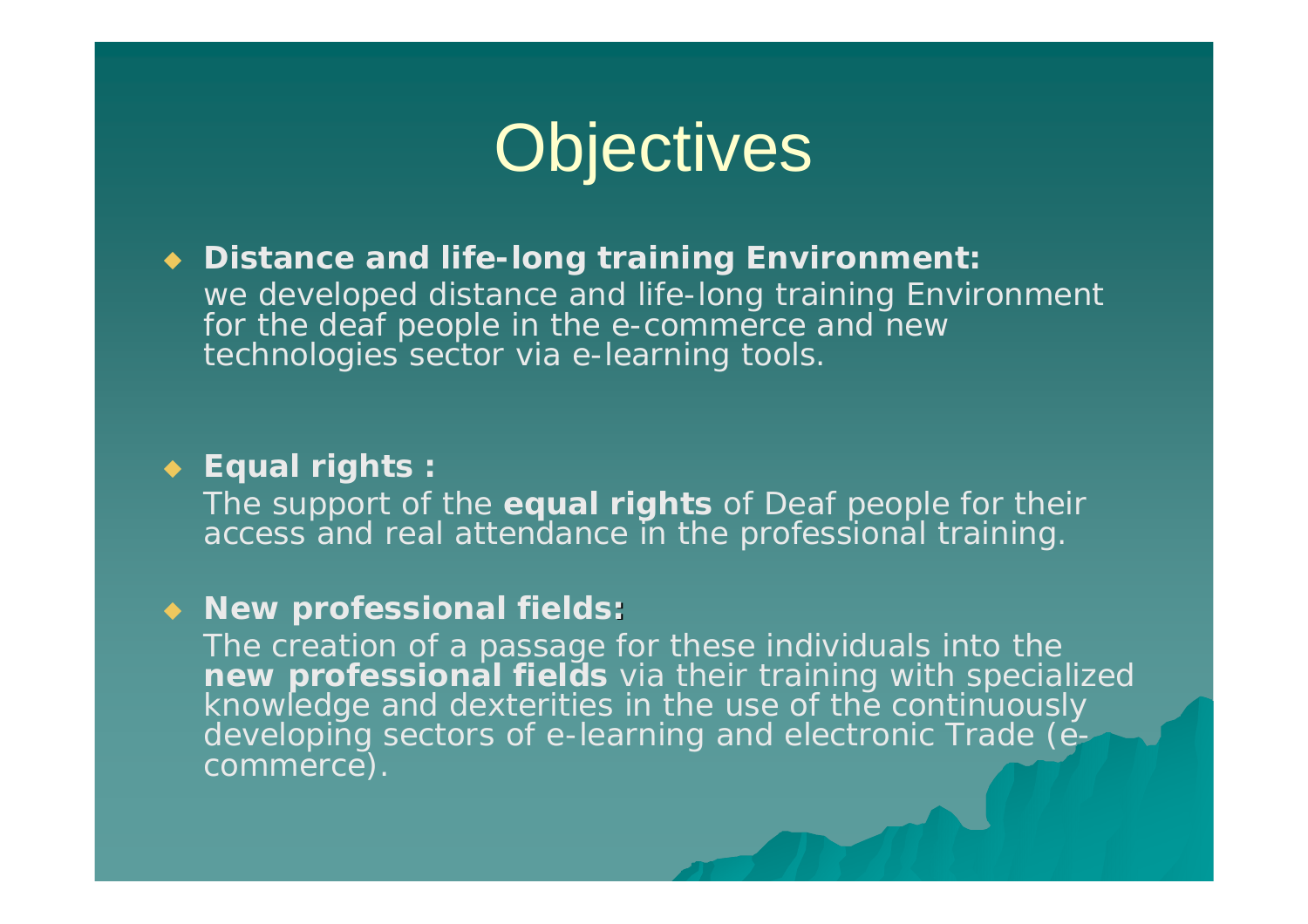# Objectives

- **Distance and life-long training Environment:**
  we developed distance and life-long training Environment for the deaf people in the e-commerce and new technologies sector via e-learning tools.

- **Equal rights :**
  The support of the **equal rights** of Deaf people for their access and real attendance in the professional training.

- **New professional fields:**
  The creation of a passage for these individuals into the **new professional fields** via their training with specialized knowledge and dexterities in the use of the continuously developing sectors of e-learning and electronic Trade (e-commerce).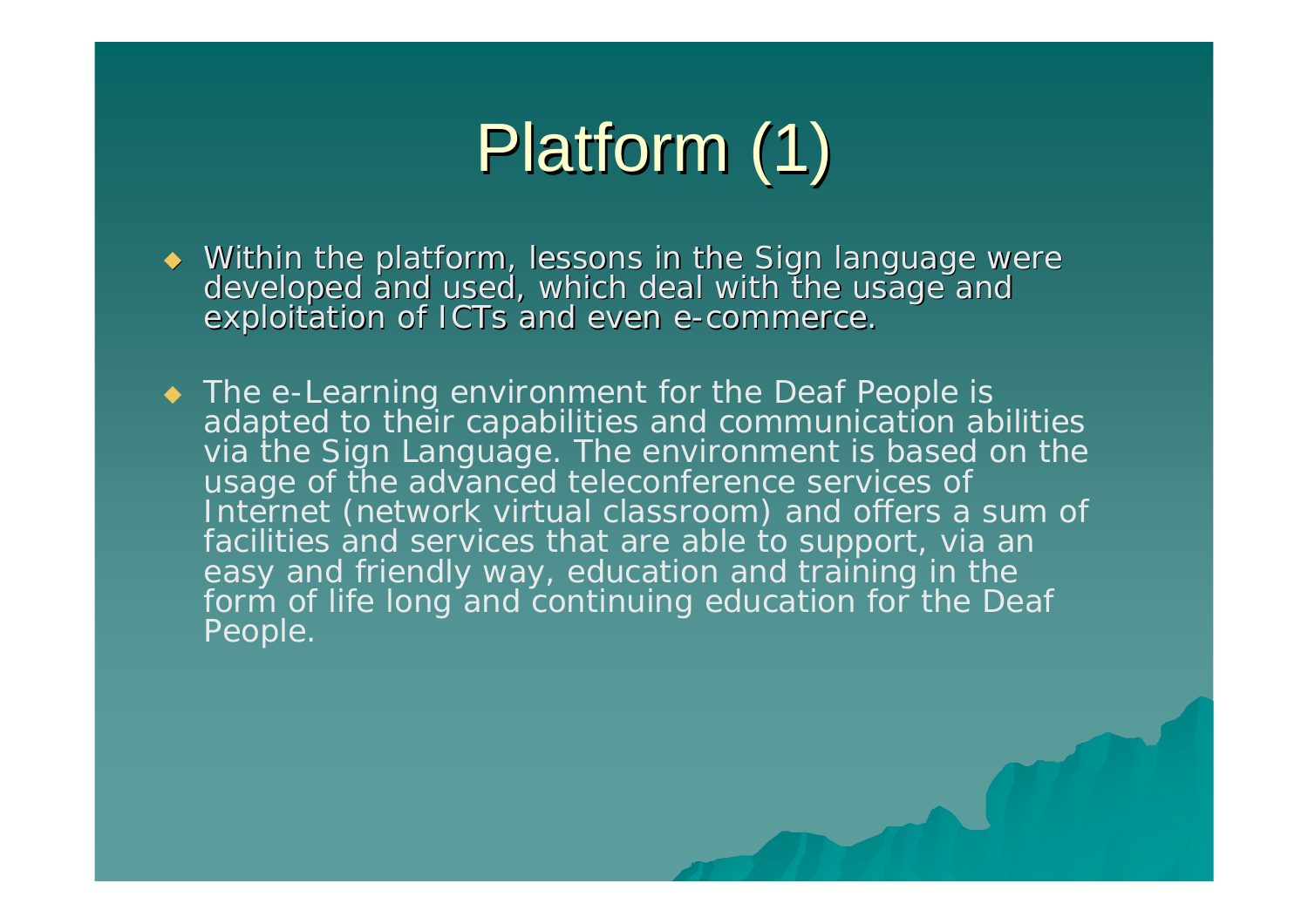# Platform (1)

- Within the platform, lessons in the Sign language were developed and used, which deal with the usage and exploitation of ICTs and even e-commerce.

- The e-Learning environment for the Deaf People is adapted to their capabilities and communication abilities via the Sign Language. The environment is based on the usage of the advanced teleconference services of Internet (network virtual classroom) and offers a sum of facilities and services that are able to support, via an easy and friendly way, education and training in the form of life long and continuing education for the Deaf People.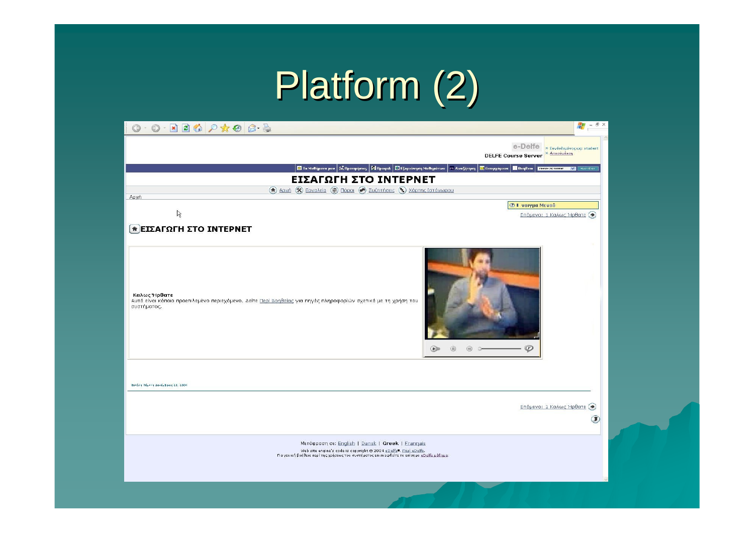# Platform (2)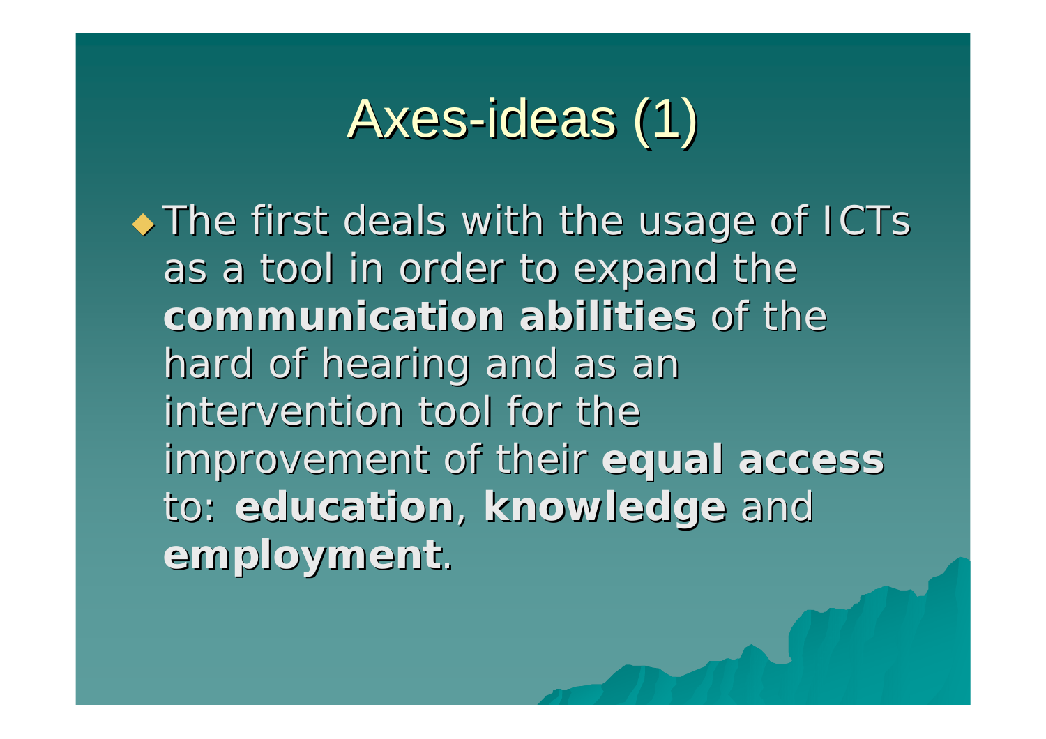# Axes-ideas (1)

- The first deals with the usage of ICTs as a tool in order to expand the **communication abilities** of the hard of hearing and as an intervention tool for the improvement of their **equal access** to: **education**, **knowledge** and **employment**.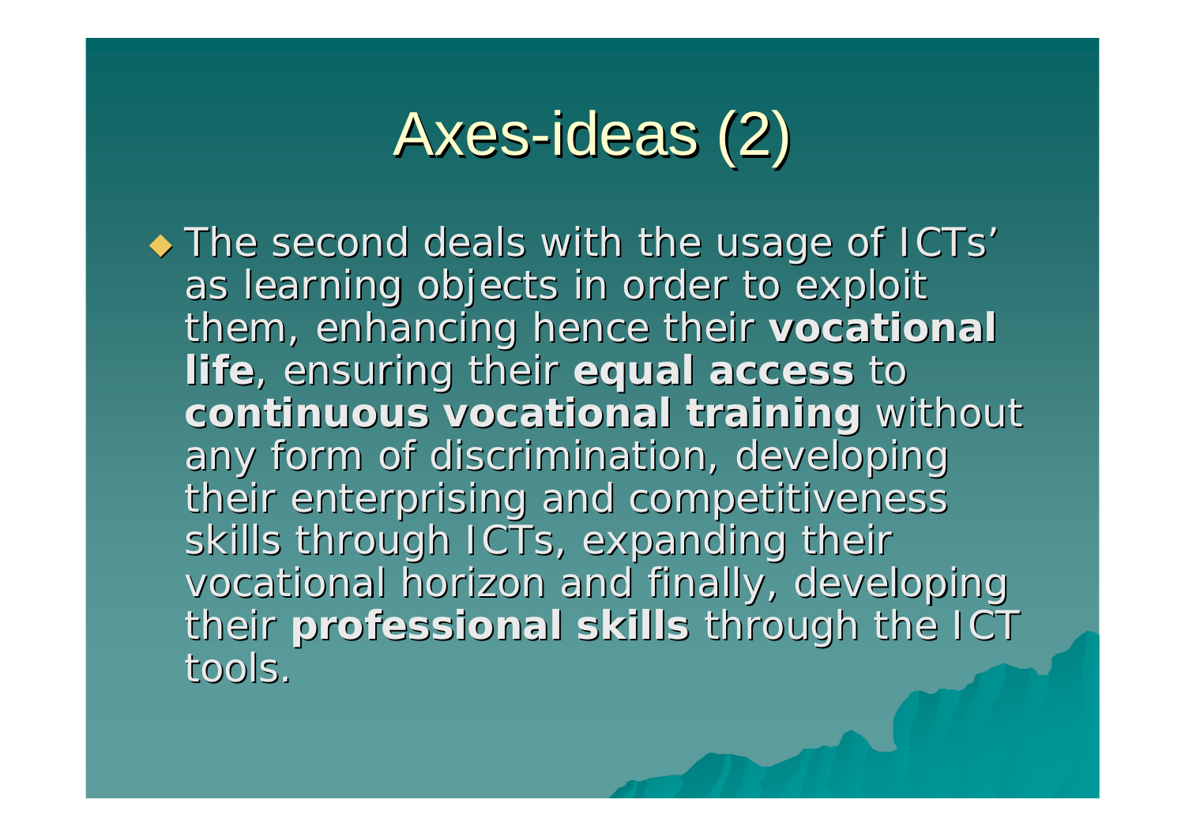# Axes-ideas (2)

- The second deals with the usage of ICTs' as learning objects in order to exploit them, enhancing hence their **vocational life**, ensuring their **equal access** to **continuous vocational training** without any form of discrimination, developing their enterprising and competitiveness skills through ICTs, expanding their vocational horizon and finally, developing their **professional skills** through the ICT tools.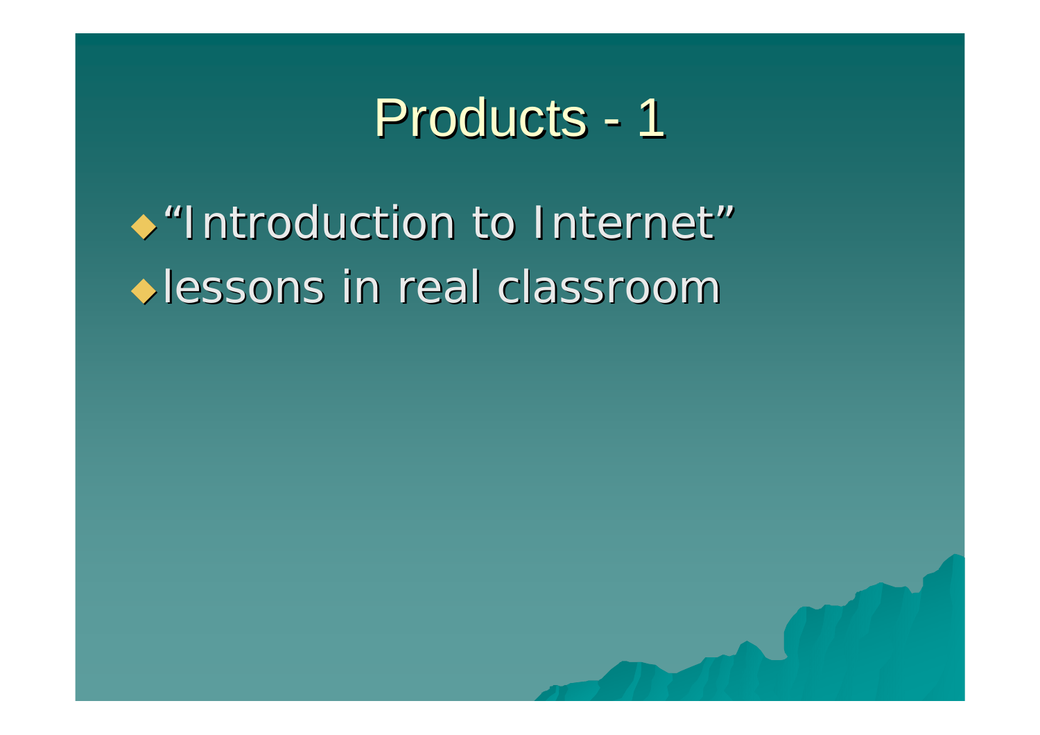# Products - 1

- “Introduction to Internet”
- lessons in real classroom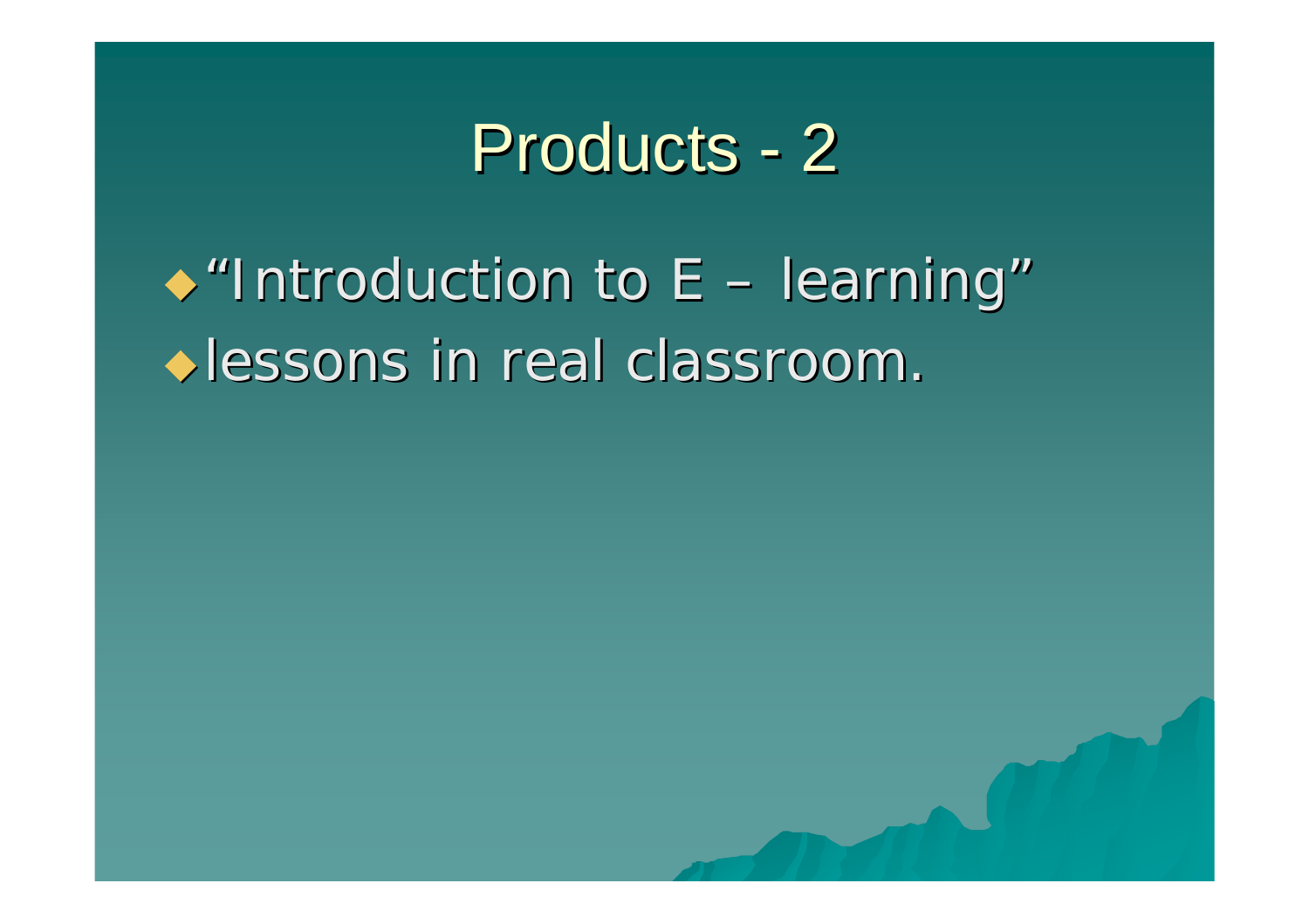# Products - 2

- “Introduction to E – learning”
- lessons in real classroom.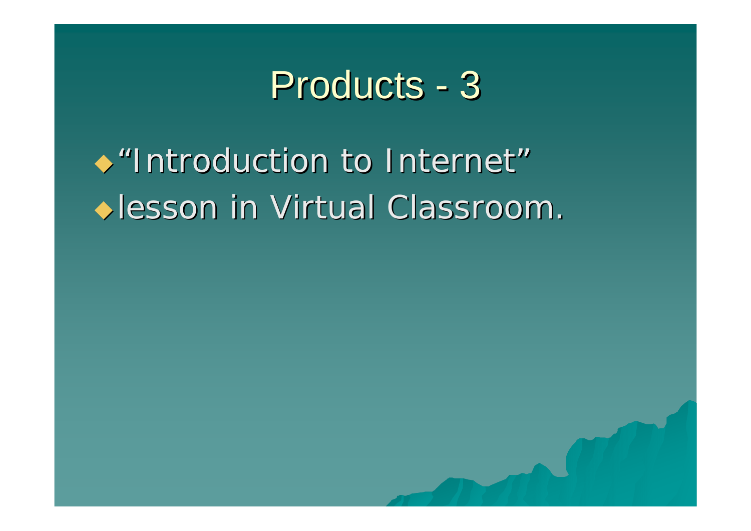# Products - 3

- “Introduction to Internet”
- lesson in Virtual Classroom.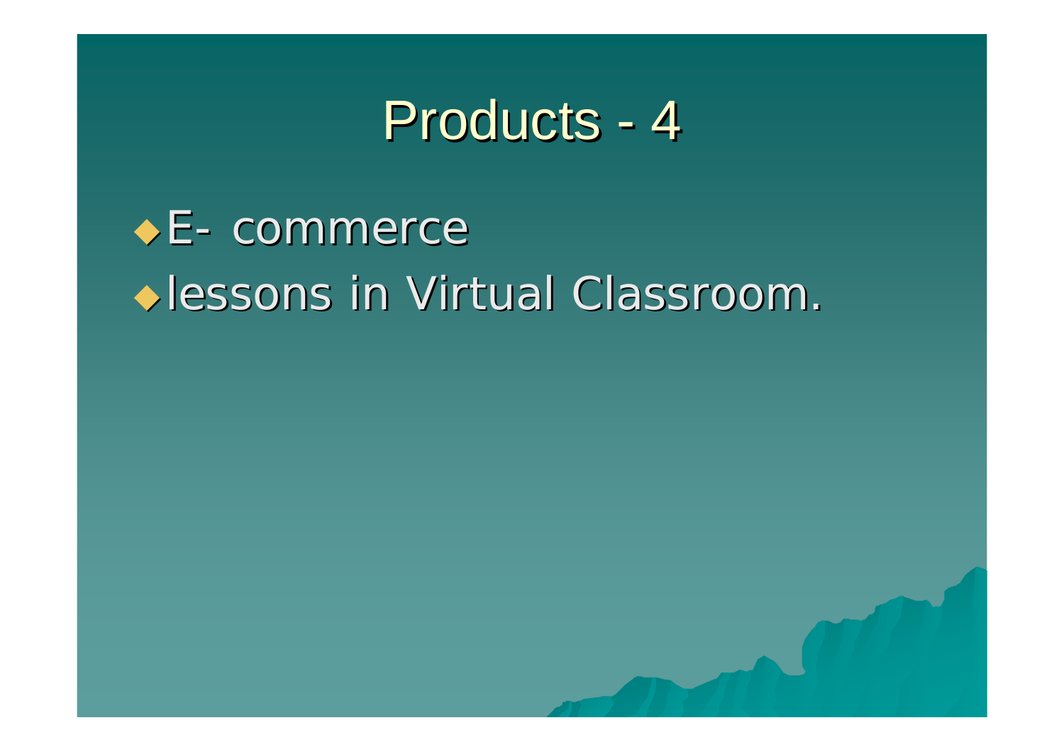# Products - 4

- E- commerce
- lessons in Virtual Classroom.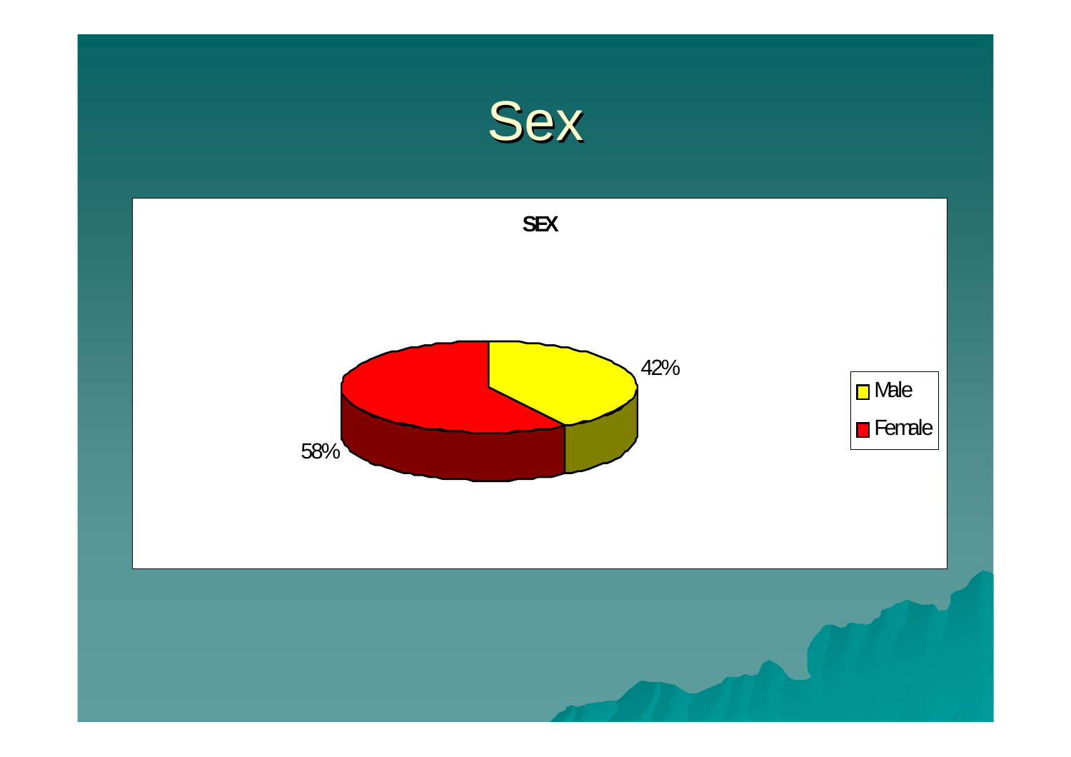# Sex

**SEX**

- Male: 42%
- Female: 58%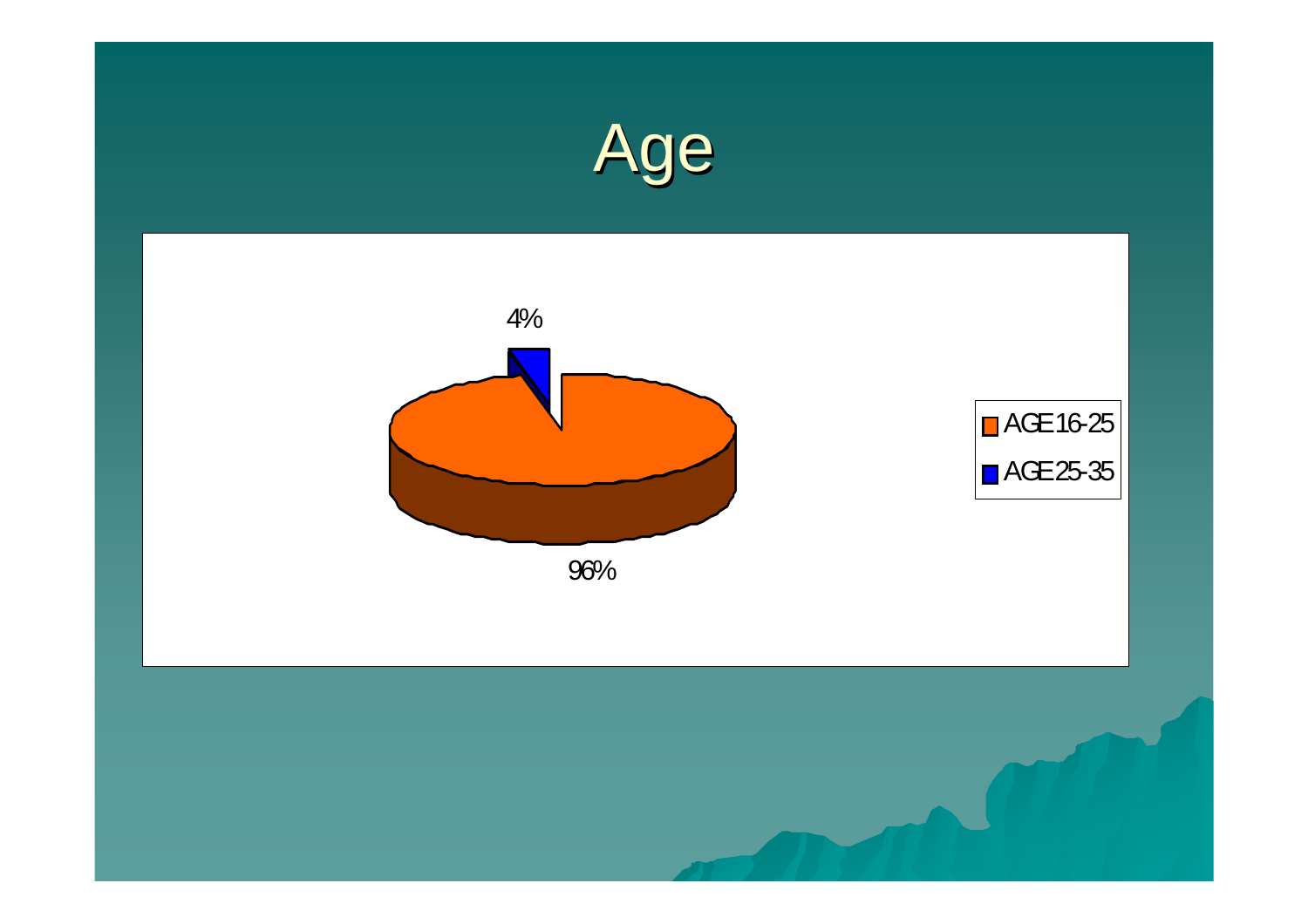# Age

4%

96%

AGE 16-25

AGE 25-35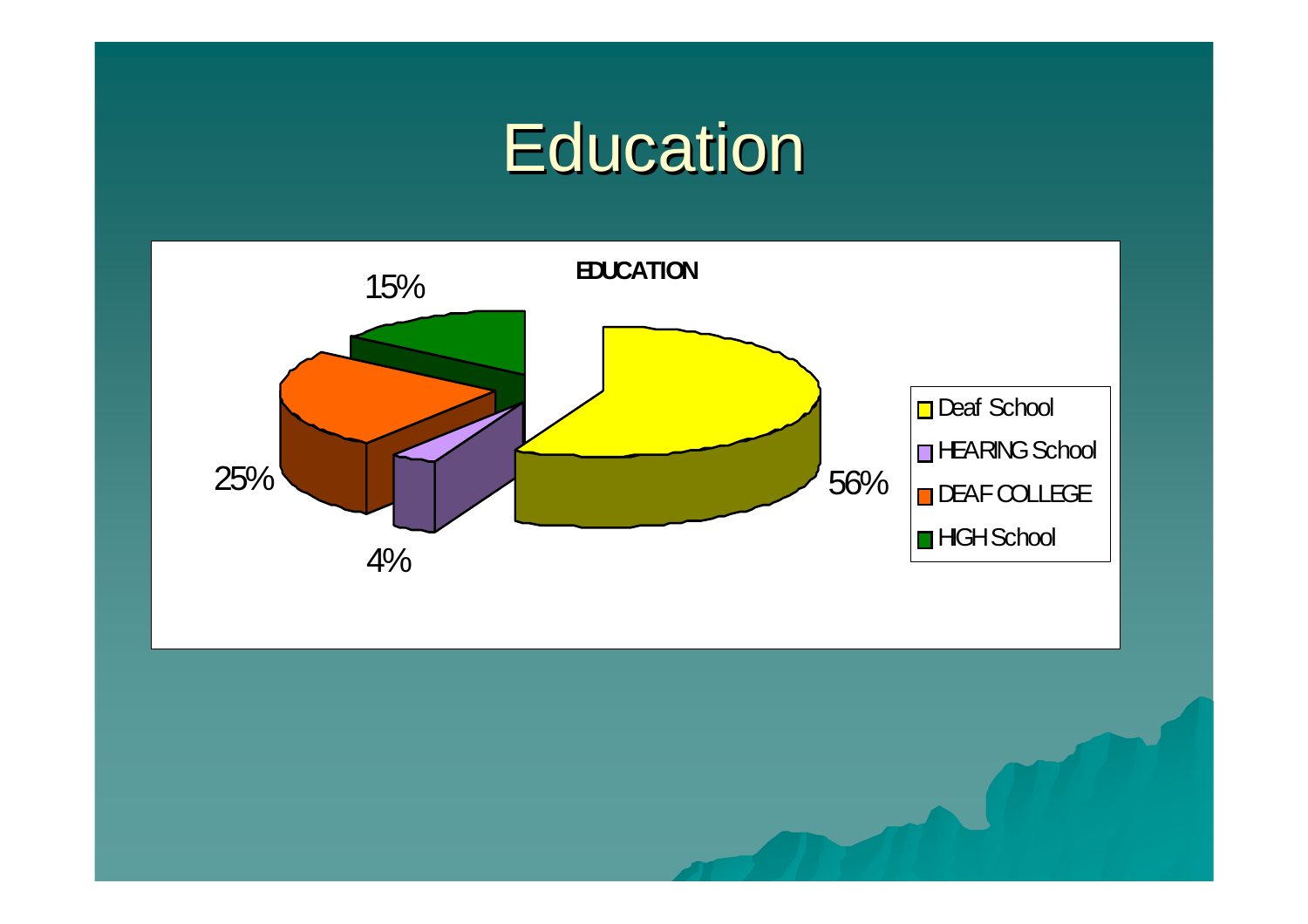# Education

**EDUCATION**

- Deaf School: 56%
- HEARING School: 4%
- DEAF COLLEGE: 25%
- HIGH School: 15%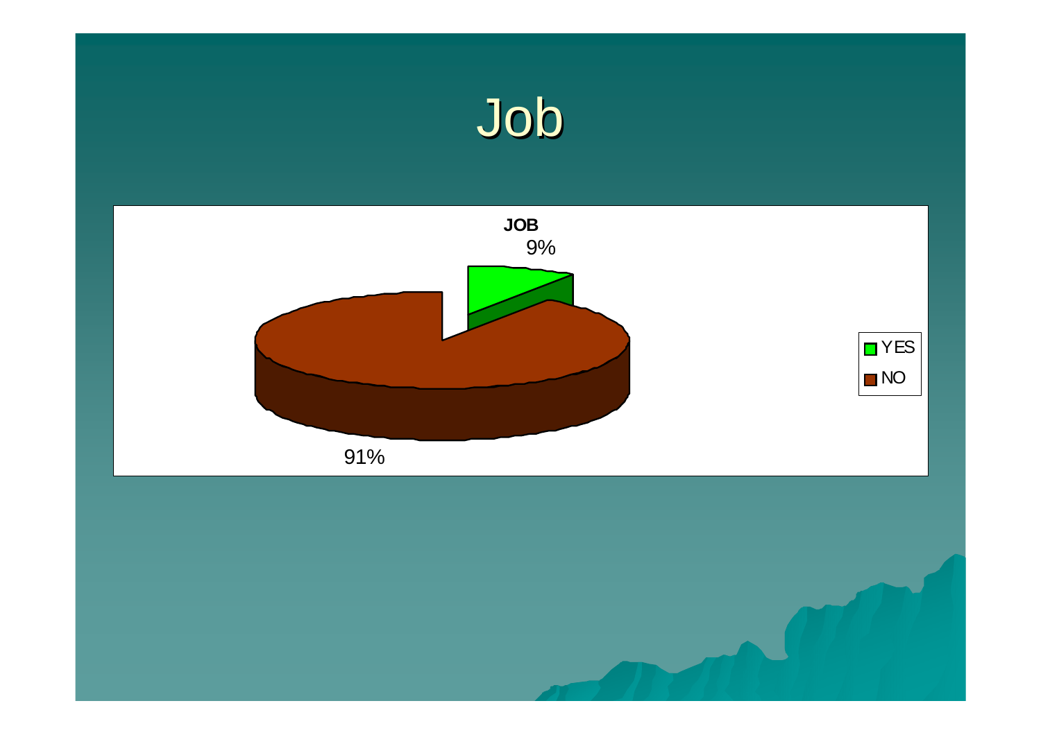# Job

**JOB**

9%

91%

- YES
- NO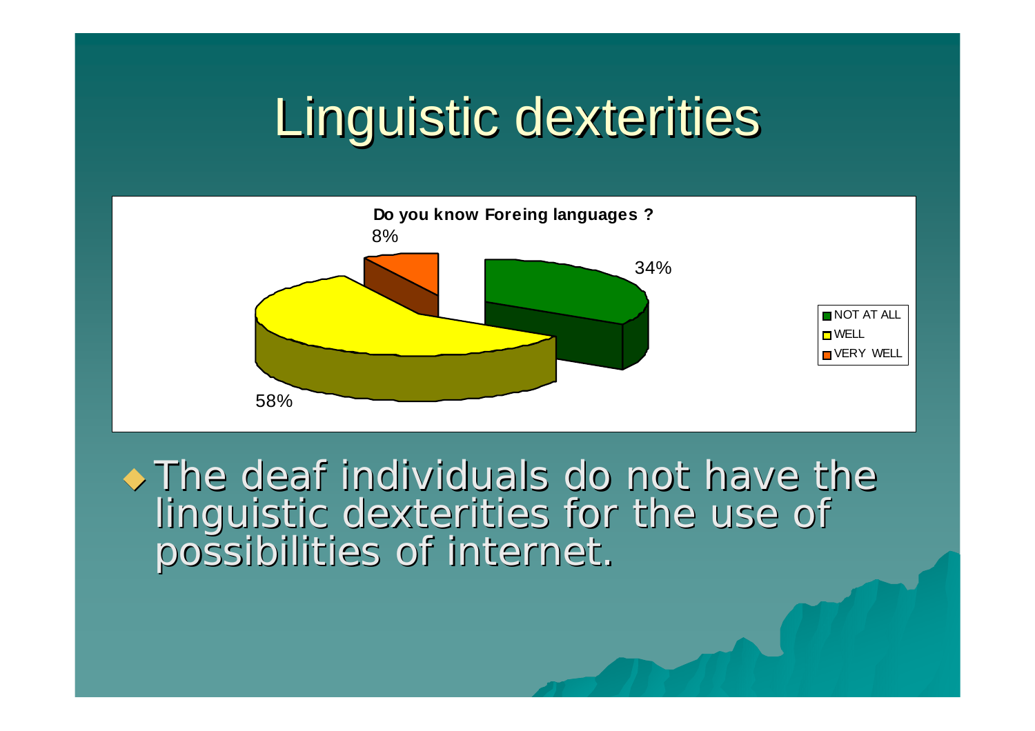# Linguistic dexterities

**Do you know Foreing languages ?**

| Answer | Percentage |
| --- | --- |
| NOT AT ALL | 34% |
| WELL | 58% |
| VERY WELL | 8% |

- The deaf individuals do not have the linguistic dexterities for the use of possibilities of internet.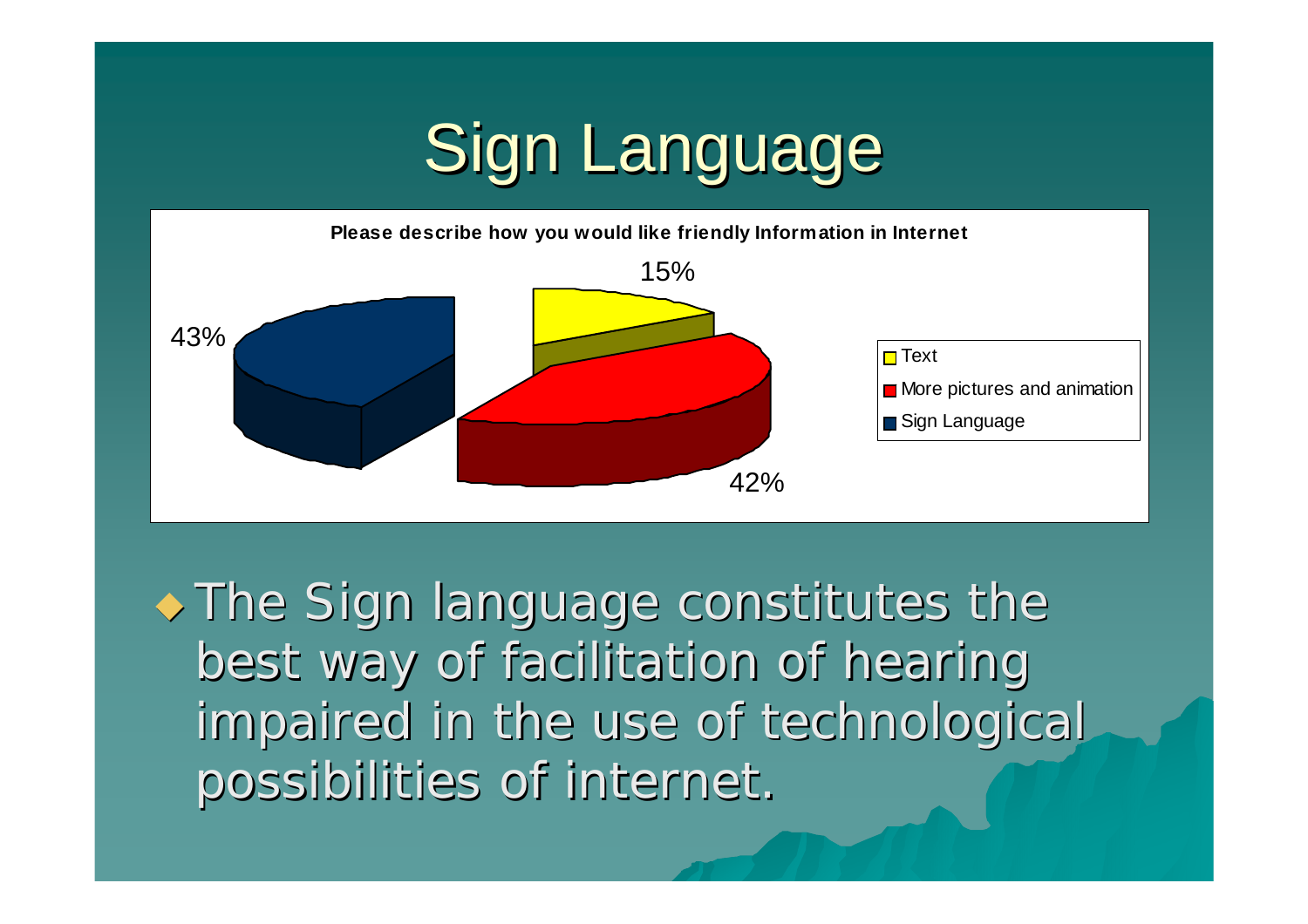# Sign Language

**Please describe how you would like friendly Information in Internet**

| Option | Percentage |
| --- | --- |
| Text | 15% |
| More pictures and animation | 42% |
| Sign Language | 43% |

- The Sign language constitutes the best way of facilitation of hearing impaired in the use of technological possibilities of internet.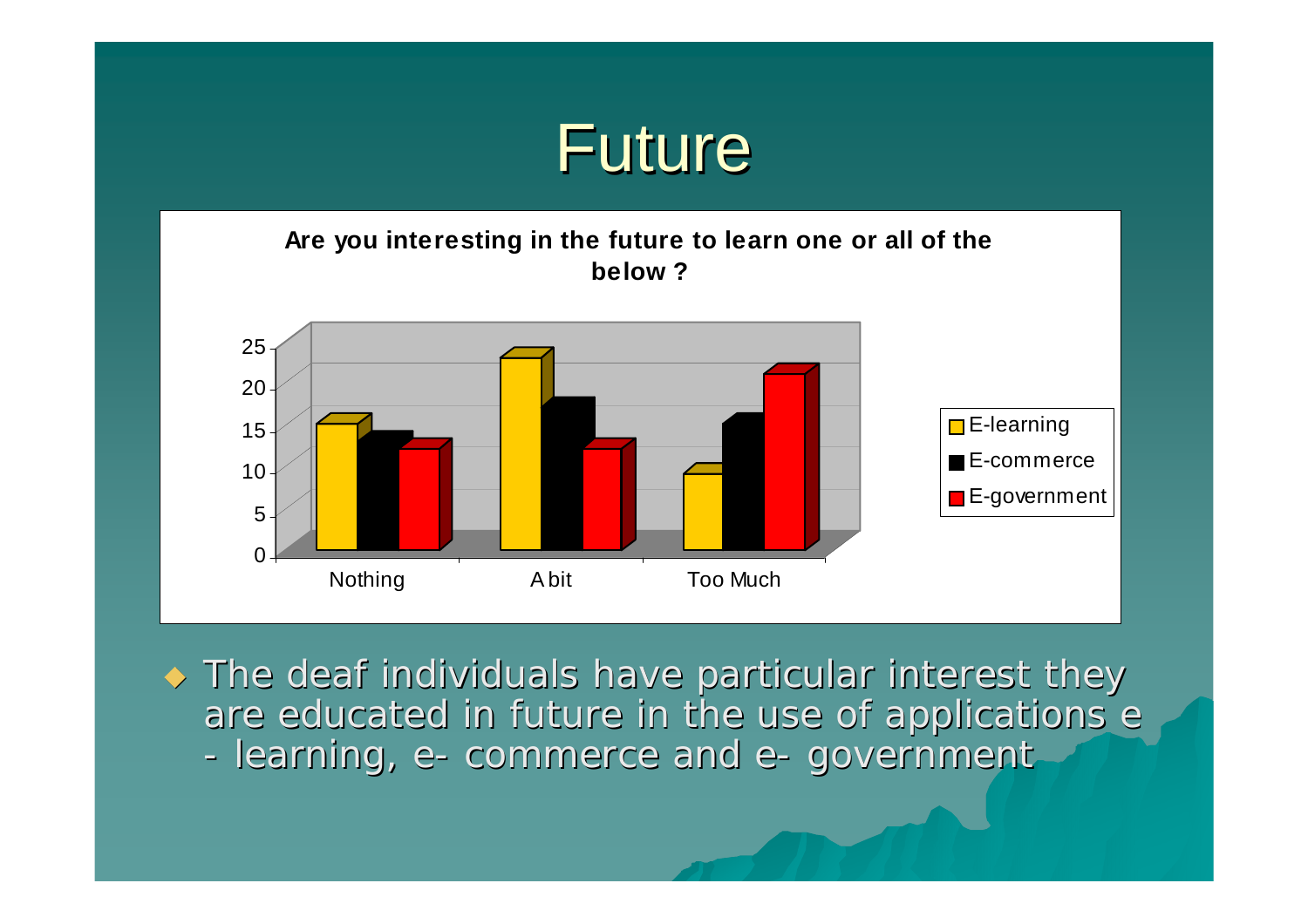# Future

**Are you interesting in the future to learn one or all of the below ?**

| | E-learning | E-commerce | E-government |
|---|---|---|---|
| Nothing | 15 | 13 | 12 |
| A bit | 23 | 17 | 12 |
| Too Much | 9 | 15 | 21 |

- The deaf individuals have particular interest they are educated in future in the use of applications e - learning, e- commerce and e- government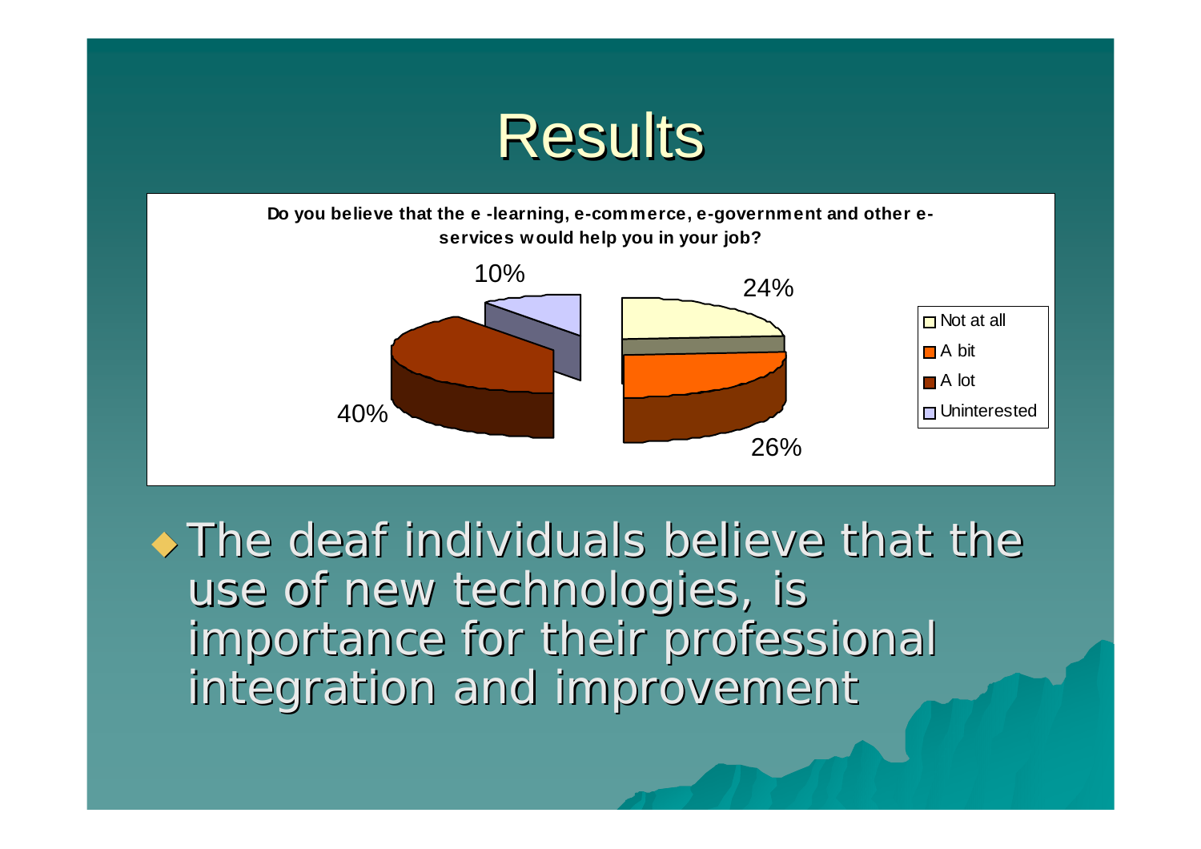# Results

**Do you believe that the e -learning, e-commerce, e-government and other e-services would help you in your job?**

| Response | Percentage |
|---|---|
| Not at all | 24% |
| A bit | 26% |
| A lot | 40% |
| Uninterested | 10% |

- The deaf individuals believe that the use of new technologies, is importance for their professional integration and improvement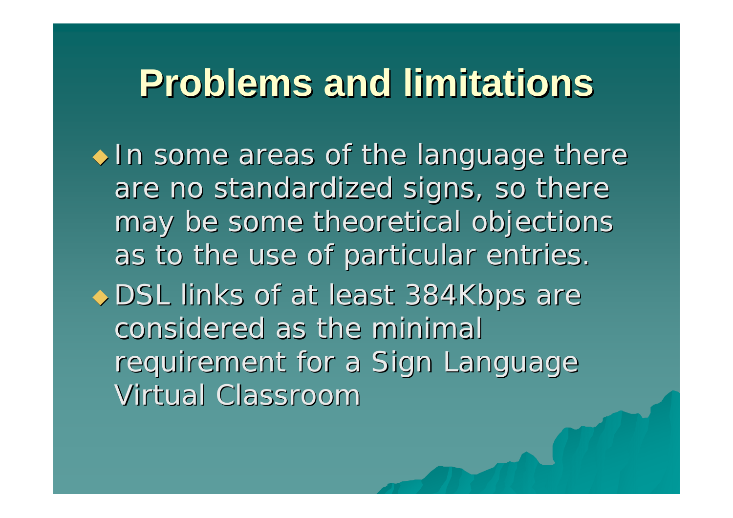# Problems and limitations

- In some areas of the language there are no standardized signs, so there may be some theoretical objections as to the use of particular entries.
- DSL links of at least 384Kbps are considered as the minimal requirement for a Sign Language Virtual Classroom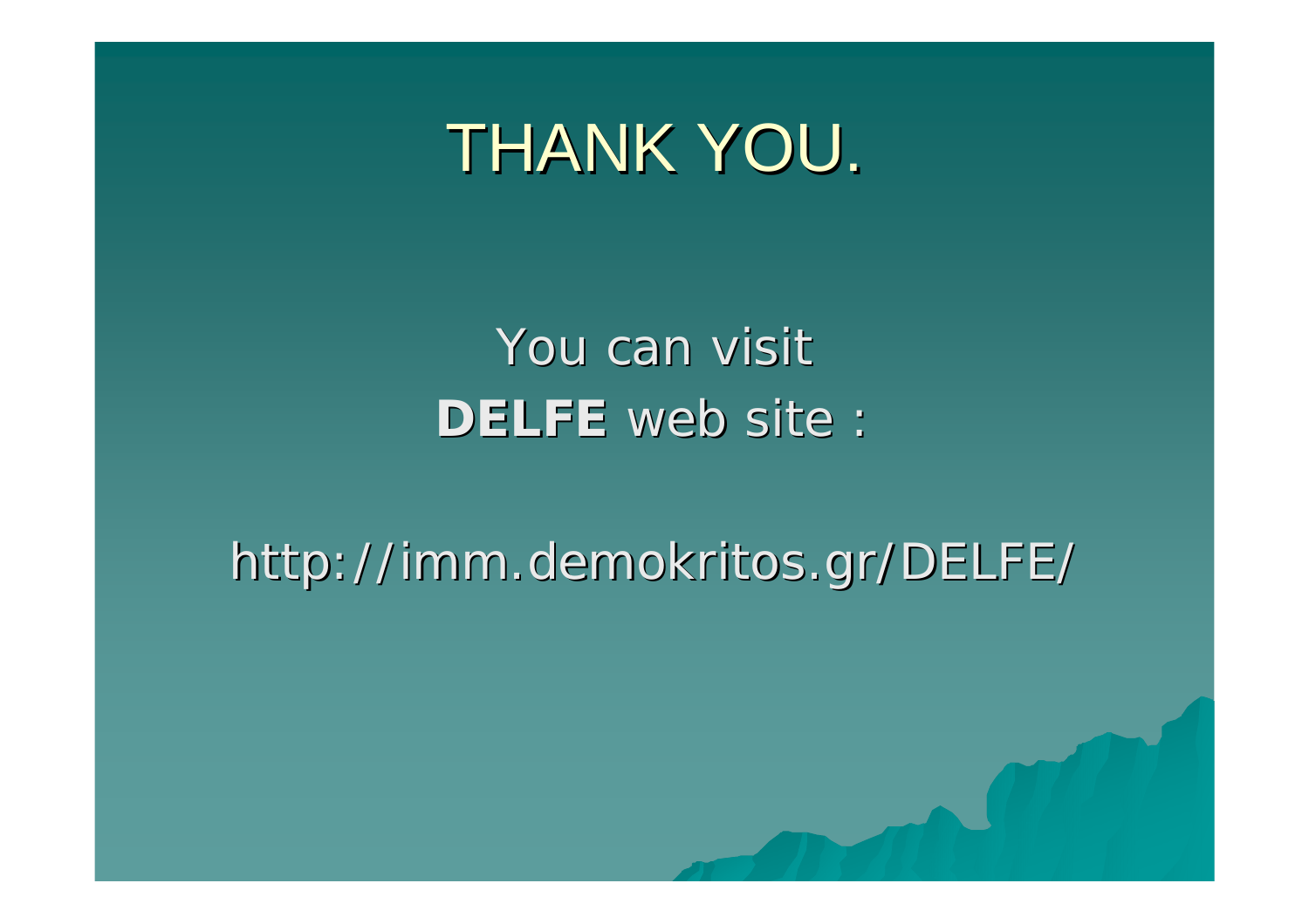# THANK YOU.

You can visit
**DELFE** web site :

http://imm.demokritos.gr/DELFE/